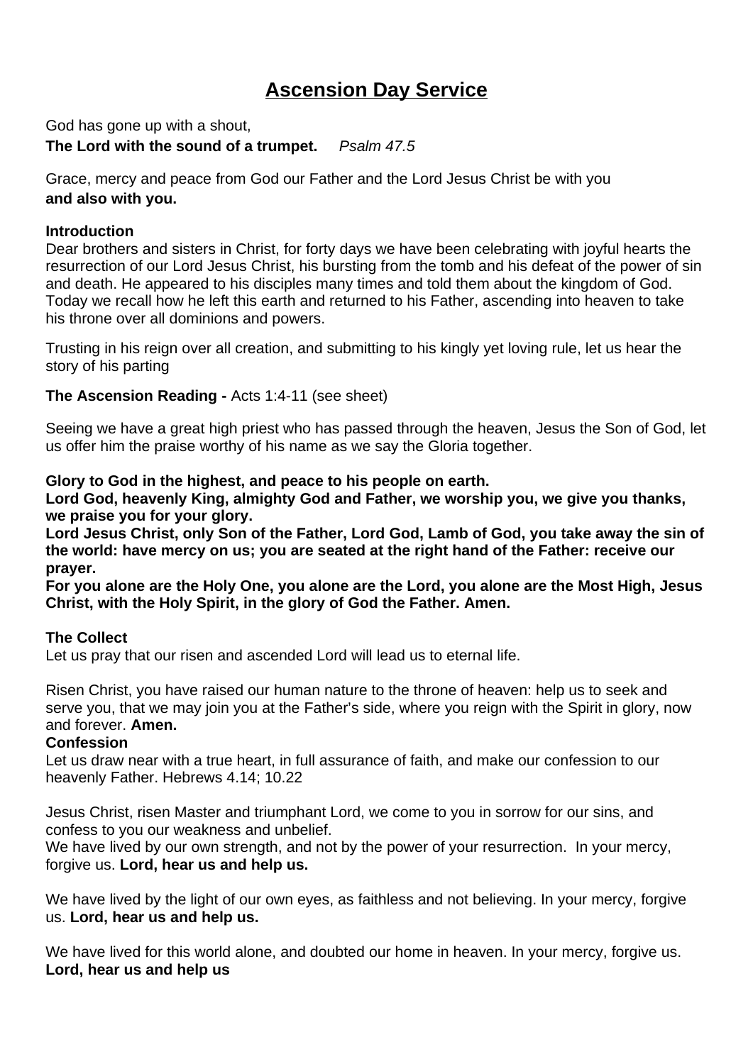# Ascension Day Service

God has gone up with a shout,
**The Lord with the sound of a trumpet.** *Psalm 47.5*

Grace, mercy and peace from God our Father and the Lord Jesus Christ be with you
**and also with you.**

**Introduction**
Dear brothers and sisters in Christ, for forty days we have been celebrating with joyful hearts the resurrection of our Lord Jesus Christ, his bursting from the tomb and his defeat of the power of sin and death. He appeared to his disciples many times and told them about the kingdom of God. Today we recall how he left this earth and returned to his Father, ascending into heaven to take his throne over all dominions and powers.

Trusting in his reign over all creation, and submitting to his kingly yet loving rule, let us hear the story of his parting

**The Ascension Reading -** Acts 1:4-11 (see sheet)

Seeing we have a great high priest who has passed through the heaven, Jesus the Son of God, let us offer him the praise worthy of his name as we say the Gloria together.

**Glory to God in the highest, and peace to his people on earth.**
**Lord God, heavenly King, almighty God and Father, we worship you, we give you thanks, we praise you for your glory.**
**Lord Jesus Christ, only Son of the Father, Lord God, Lamb of God, you take away the sin of the world: have mercy on us; you are seated at the right hand of the Father: receive our prayer.**
**For you alone are the Holy One, you alone are the Lord, you alone are the Most High, Jesus Christ, with the Holy Spirit, in the glory of God the Father. Amen.**

**The Collect**
Let us pray that our risen and ascended Lord will lead us to eternal life.

Risen Christ, you have raised our human nature to the throne of heaven: help us to seek and serve you, that we may join you at the Father's side, where you reign with the Spirit in glory, now and forever. **Amen.**

**Confession**
Let us draw near with a true heart, in full assurance of faith, and make our confession to our heavenly Father. Hebrews 4.14; 10.22

Jesus Christ, risen Master and triumphant Lord, we come to you in sorrow for our sins, and confess to you our weakness and unbelief.
We have lived by our own strength, and not by the power of your resurrection. In your mercy, forgive us. **Lord, hear us and help us.**

We have lived by the light of our own eyes, as faithless and not believing. In your mercy, forgive us. **Lord, hear us and help us.**

We have lived for this world alone, and doubted our home in heaven. In your mercy, forgive us. **Lord, hear us and help us**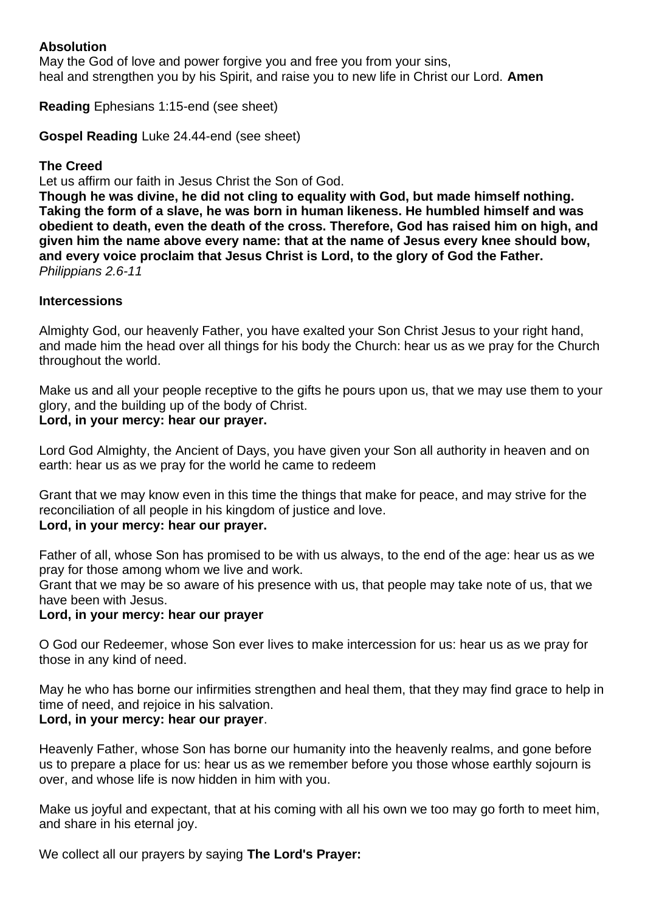**Absolution**
May the God of love and power forgive you and free you from your sins,
heal and strengthen you by his Spirit, and raise you to new life in Christ our Lord. **Amen**

**Reading** Ephesians 1:15-end (see sheet)

**Gospel Reading** Luke 24.44-end (see sheet)

**The Creed**
Let us affirm our faith in Jesus Christ the Son of God.
**Though he was divine, he did not cling to equality with God, but made himself nothing. Taking the form of a slave, he was born in human likeness. He humbled himself and was obedient to death, even the death of the cross. Therefore, God has raised him on high, and given him the name above every name: that at the name of Jesus every knee should bow, and every voice proclaim that Jesus Christ is Lord, to the glory of God the Father.**
*Philippians 2.6-11*

**Intercessions**

Almighty God, our heavenly Father, you have exalted your Son Christ Jesus to your right hand, and made him the head over all things for his body the Church: hear us as we pray for the Church throughout the world.

Make us and all your people receptive to the gifts he pours upon us, that we may use them to your glory, and the building up of the body of Christ.
**Lord, in your mercy: hear our prayer.**

Lord God Almighty, the Ancient of Days, you have given your Son all authority in heaven and on earth: hear us as we pray for the world he came to redeem

Grant that we may know even in this time the things that make for peace, and may strive for the reconciliation of all people in his kingdom of justice and love.
**Lord, in your mercy: hear our prayer.**

Father of all, whose Son has promised to be with us always, to the end of the age: hear us as we pray for those among whom we live and work.
Grant that we may be so aware of his presence with us, that people may take note of us, that we have been with Jesus.
**Lord, in your mercy: hear our prayer**

O God our Redeemer, whose Son ever lives to make intercession for us: hear us as we pray for those in any kind of need.

May he who has borne our infirmities strengthen and heal them, that they may find grace to help in time of need, and rejoice in his salvation.
**Lord, in your mercy: hear our prayer**.

Heavenly Father, whose Son has borne our humanity into the heavenly realms, and gone before us to prepare a place for us: hear us as we remember before you those whose earthly sojourn is over, and whose life is now hidden in him with you.

Make us joyful and expectant, that at his coming with all his own we too may go forth to meet him, and share in his eternal joy.

We collect all our prayers by saying **The Lord's Prayer:**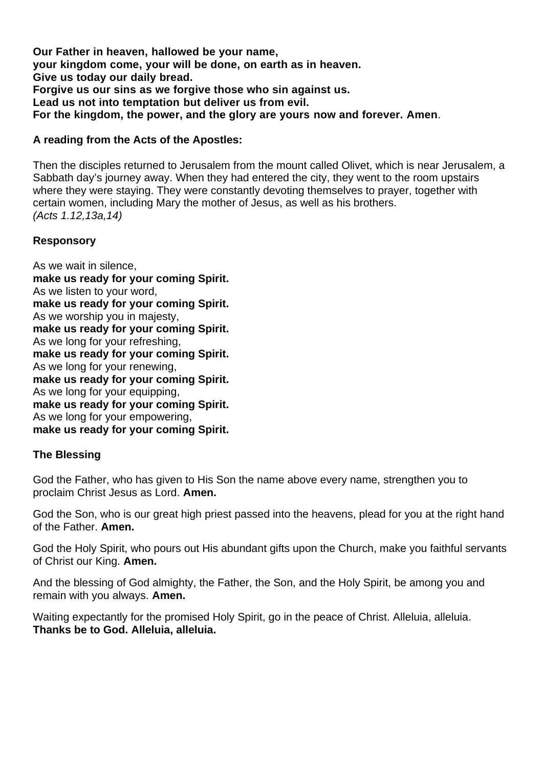**Our Father in heaven, hallowed be your name,**
**your kingdom come, your will be done, on earth as in heaven.**
**Give us today our daily bread.**
**Forgive us our sins as we forgive those who sin against us.**
**Lead us not into temptation but deliver us from evil.**
**For the kingdom, the power, and the glory are yours now and forever. Amen**.

**A reading from the Acts of the Apostles:**

Then the disciples returned to Jerusalem from the mount called Olivet, which is near Jerusalem, a Sabbath day's journey away. When they had entered the city, they went to the room upstairs where they were staying. They were constantly devoting themselves to prayer, together with certain women, including Mary the mother of Jesus, as well as his brothers.
*(Acts 1.12,13a,14)*

**Responsory**

As we wait in silence,
**make us ready for your coming Spirit.**
As we listen to your word,
**make us ready for your coming Spirit.**
As we worship you in majesty,
**make us ready for your coming Spirit.**
As we long for your refreshing,
**make us ready for your coming Spirit.**
As we long for your renewing,
**make us ready for your coming Spirit.**
As we long for your equipping,
**make us ready for your coming Spirit.**
As we long for your empowering,
**make us ready for your coming Spirit.**

**The Blessing**

God the Father, who has given to His Son the name above every name, strengthen you to proclaim Christ Jesus as Lord. **Amen.**

God the Son, who is our great high priest passed into the heavens, plead for you at the right hand of the Father. **Amen.**

God the Holy Spirit, who pours out His abundant gifts upon the Church, make you faithful servants of Christ our King. **Amen.**

And the blessing of God almighty, the Father, the Son, and the Holy Spirit, be among you and remain with you always. **Amen.**

Waiting expectantly for the promised Holy Spirit, go in the peace of Christ. Alleluia, alleluia.
**Thanks be to God. Alleluia, alleluia.**